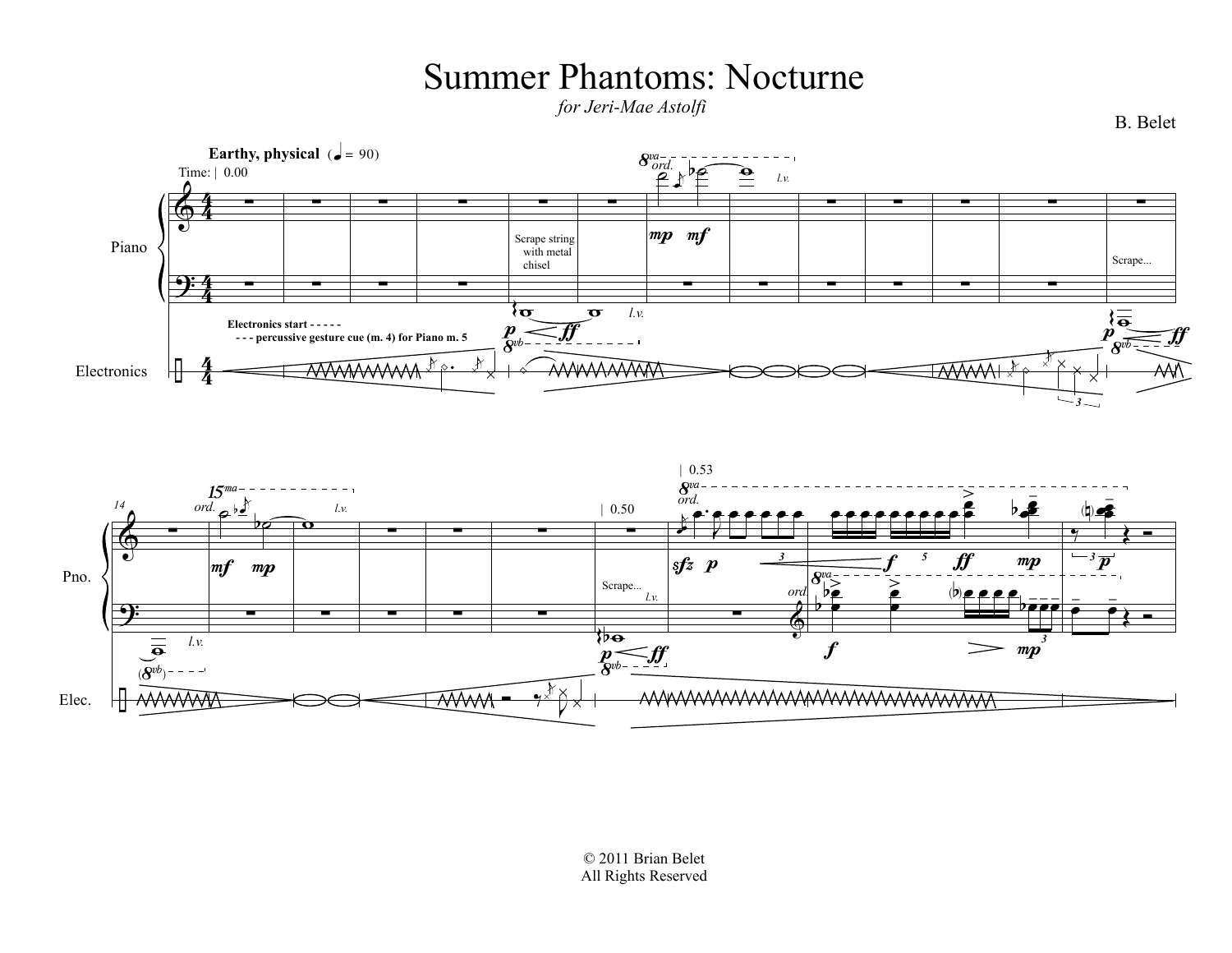# Summer Phantoms: Nocturne

*for Jeri-Mae Astolfi*

B. Belet

**Earthy, physical** (♩ = 90)

Time: | 0.00

Piano

Electronics

**Electronics start - - - - -**
**- - - percussive gesture cue (m. 4) for Piano m. 5**

Scrape string with metal chisel

Scrape...

Scrape...

| 0.50

| 0.53

© 2011 Brian Belet
All Rights Reserved